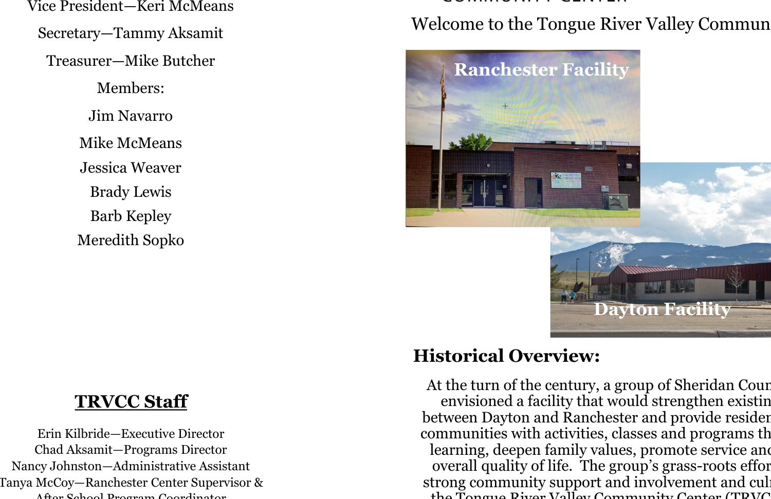Vice President—Keri McMeans

Secretary—Tammy Aksamit

Treasurer—Mike Butcher

Members:

Jim Navarro

Mike McMeans

Jessica Weaver

Brady Lewis

Barb Kepley

Meredith Sopko

## TRVCC Staff

Erin Kilbride—Executive Director
Chad Aksamit—Programs Director
Nancy Johnston—Administrative Assistant
Tanya McCoy—Ranchester Center Supervisor & After School Program Coordinator

Welcome to the Tongue River Valley Commun

Ranchester Facility

Dayton Facility

## Historical Overview:

At the turn of the century, a group of Sheridan Coun envisioned a facility that would strengthen existin between Dayton and Ranchester and provide residen communities with activities, classes and programs th learning, deepen family values, promote service and overall quality of life. The group's grass-roots effor strong community support and involvement and cul the Tongue River Valley Community Center (TRVC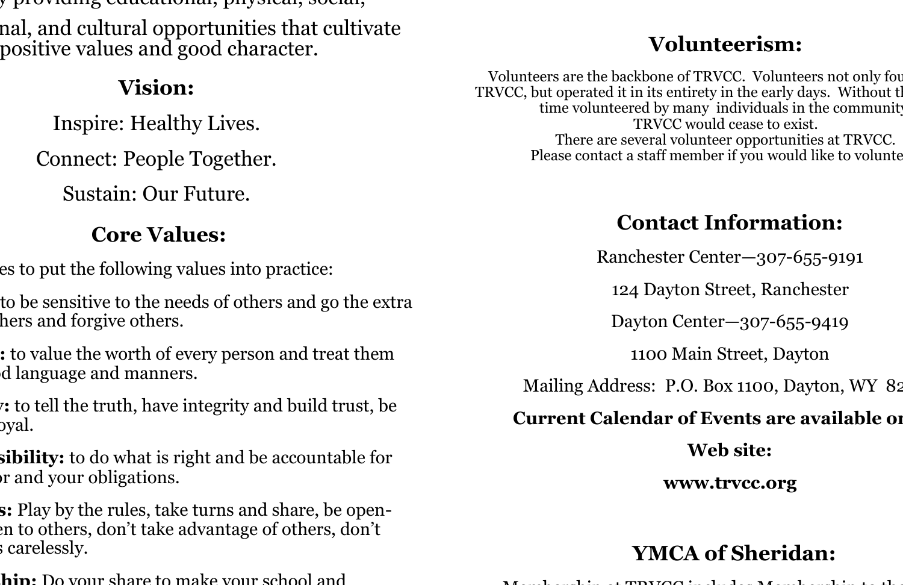y providing educational, physical, social,

nal, and cultural opportunities that cultivate positive values and good character.

## Vision:

Inspire: Healthy Lives.

Connect: People Together.

Sustain: Our Future.

## Core Values:

es to put the following values into practice:

to be sensitive to the needs of others and go the extra hers and forgive others.

**:** to value the worth of every person and treat them od language and manners.

**y:** to tell the truth, have integrity and build trust, be oyal.

**sibility:** to do what is right and be accountable for or and your obligations.

**s:** Play by the rules, take turns and share, be open-en to others, don't take advantage of others, don't s carelessly.

**hip:** Do your share to make your school and

## Volunteerism:

Volunteers are the backbone of TRVCC. Volunteers not only fou TRVCC, but operated it in its entirety in the early days. Without th time volunteered by many individuals in the community TRVCC would cease to exist.
There are several volunteer opportunities at TRVCC.
Please contact a staff member if you would like to volunte

## Contact Information:

Ranchester Center—307-655-9191

124 Dayton Street, Ranchester

Dayton Center—307-655-9419

1100 Main Street, Dayton

Mailing Address: P.O. Box 1100, Dayton, WY 82

**Current Calendar of Events are available o**

**Web site:**

**www.trvcc.org**

## YMCA of Sheridan:

Membership at TRVCC includes Membership to the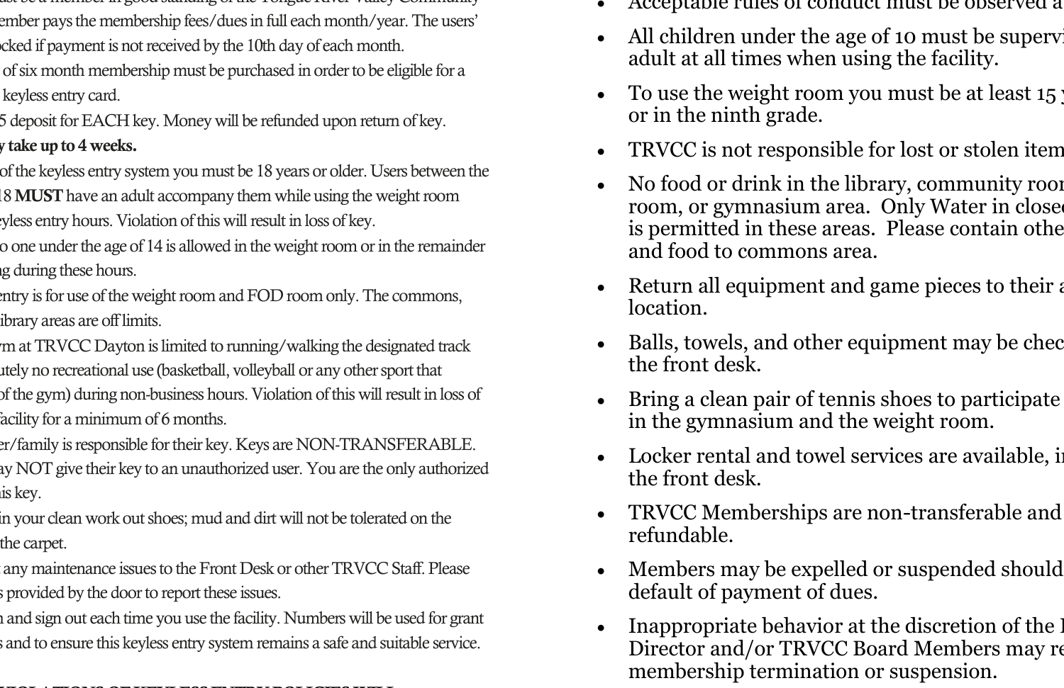ust be a member in good standing of the Tongue River Valley Community ember pays the membership fees/dues in full each month/year. The users' ocked if payment is not received by the 10th day of each month.

of six month membership must be purchased in order to be eligible for a keyless entry card.

5 deposit for EACH key. Money will be refunded upon return of key.

**y take up to 4 weeks.**

of the keyless entry system you must be 18 years or older. Users between the 18 **MUST** have an adult accompany them while using the weight room eyless entry hours. Violation of this will result in loss of key.

o one under the age of 14 is allowed in the weight room or in the remainder ng during these hours.

entry is for use of the weight room and FOD room only. The commons, library areas are off limits.

ym at TRVCC Dayton is limited to running/walking the designated track utely no recreational use (basketball, volleyball or any other sport that of the gym) during non-business hours. Violation of this will result in loss of facility for a minimum of 6 months.

er/family is responsible for their key. Keys are NON-TRANSFERABLE. ay NOT give their key to an unauthorized user. You are the only authorized is key.

in your clean work out shoes; mud and dirt will not be tolerated on the the carpet.

any maintenance issues to the Front Desk or other TRVCC Staff. Please s provided by the door to report these issues.

n and sign out each time you use the facility. Numbers will be used for grant s and to ensure this keyless entry system remains a safe and suitable service.

- Acceptable rules of conduct must be observed a
- All children under the age of 10 must be supervi adult at all times when using the facility.
- To use the weight room you must be at least 15 y or in the ninth grade.
- TRVCC is not responsible for lost or stolen item
- No food or drink in the library, community roo room, or gymnasium area. Only Water in close is permitted in these areas. Please contain othe and food to commons area.
- Return all equipment and game pieces to their a location.
- Balls, towels, and other equipment may be chec the front desk.
- Bring a clean pair of tennis shoes to participate in the gymnasium and the weight room.
- Locker rental and towel services are available, i the front desk.
- TRVCC Memberships are non-transferable and refundable.
- Members may be expelled or suspended should default of payment of dues.
- Inappropriate behavior at the discretion of the Director and/or TRVCC Board Members may re membership termination or suspension.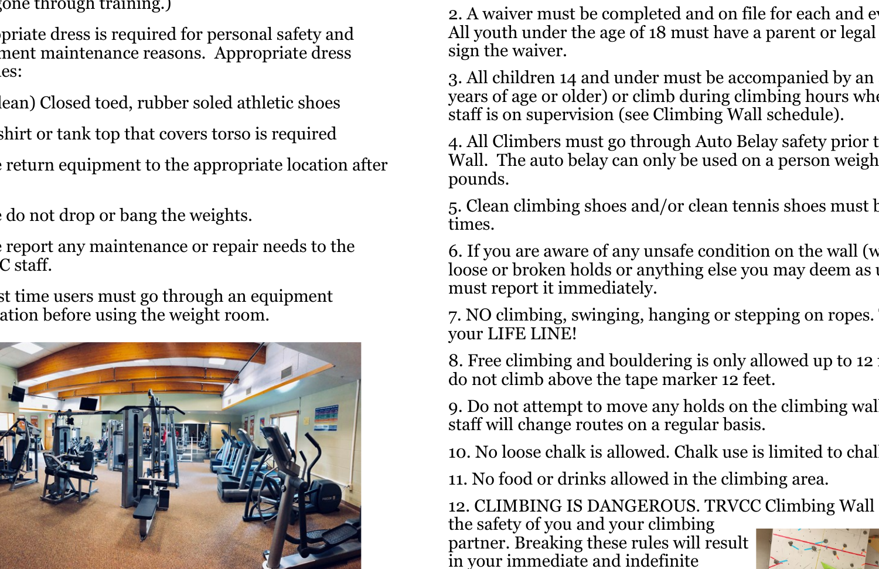gone through training.)

ppriate dress is required for personal safety and
ment maintenance reasons. Appropriate dress
les:

lean) Closed toed, rubber soled athletic shoes

shirt or tank top that covers torso is required

e return equipment to the appropriate location after

e do not drop or bang the weights.

e report any maintenance or repair needs to the
C staff.

st time users must go through an equipment
ation before using the weight room.

2. A waiver must be completed and on file for each and e
All youth under the age of 18 must have a parent or legal
sign the waiver.

3. All children 14 and under must be accompanied by an
years of age or older) or climb during climbing hours whe
staff is on supervision (see Climbing Wall schedule).

4. All Climbers must go through Auto Belay safety prior t
Wall. The auto belay can only be used on a person weigh
pounds.

5. Clean climbing shoes and/or clean tennis shoes must b
times.

6. If you are aware of any unsafe condition on the wall (w
loose or broken holds or anything else you may deem as u
must report it immediately.

7. NO climbing, swinging, hanging or stepping on ropes.
your LIFE LINE!

8. Free climbing and bouldering is only allowed up to 12
do not climb above the tape marker 12 feet.

9. Do not attempt to move any holds on the climbing wal
staff will change routes on a regular basis.

10. No loose chalk is allowed. Chalk use is limited to chal

11. No food or drinks allowed in the climbing area.

12. CLIMBING IS DANGEROUS. TRVCC Climbing Wall
the safety of you and your climbing
partner. Breaking these rules will result
in your immediate and indefinite